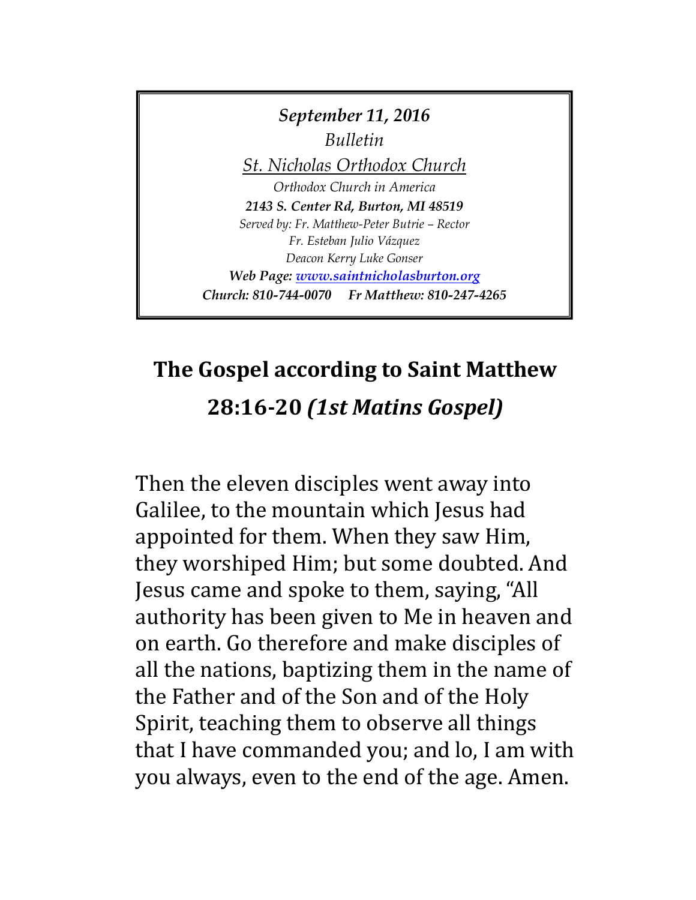*September 11, 2016*

*Bulletin*

*St. Nicholas Orthodox Church*

*Orthodox Church in America*

***2143 S. Center Rd, Burton, MI 48519***

*Served by: Fr. Matthew-Peter Butrie – Rector*

*Fr. Esteban Julio Vázquez*

*Deacon Kerry Luke Gonser*

***Web Page: [www.saintnicholasburton.org](http://www.saintnicholasburton.org)***

***Church: 810-744-0070 Fr Matthew: 810-247-4265***

# The Gospel according to Saint Matthew 28:16-20 *(1st Matins Gospel)*

Then the eleven disciples went away into Galilee, to the mountain which Jesus had appointed for them. When they saw Him, they worshiped Him; but some doubted. And Jesus came and spoke to them, saying, "All authority has been given to Me in heaven and on earth. Go therefore and make disciples of all the nations, baptizing them in the name of the Father and of the Son and of the Holy Spirit, teaching them to observe all things that I have commanded you; and lo, I am with you always, even to the end of the age. Amen.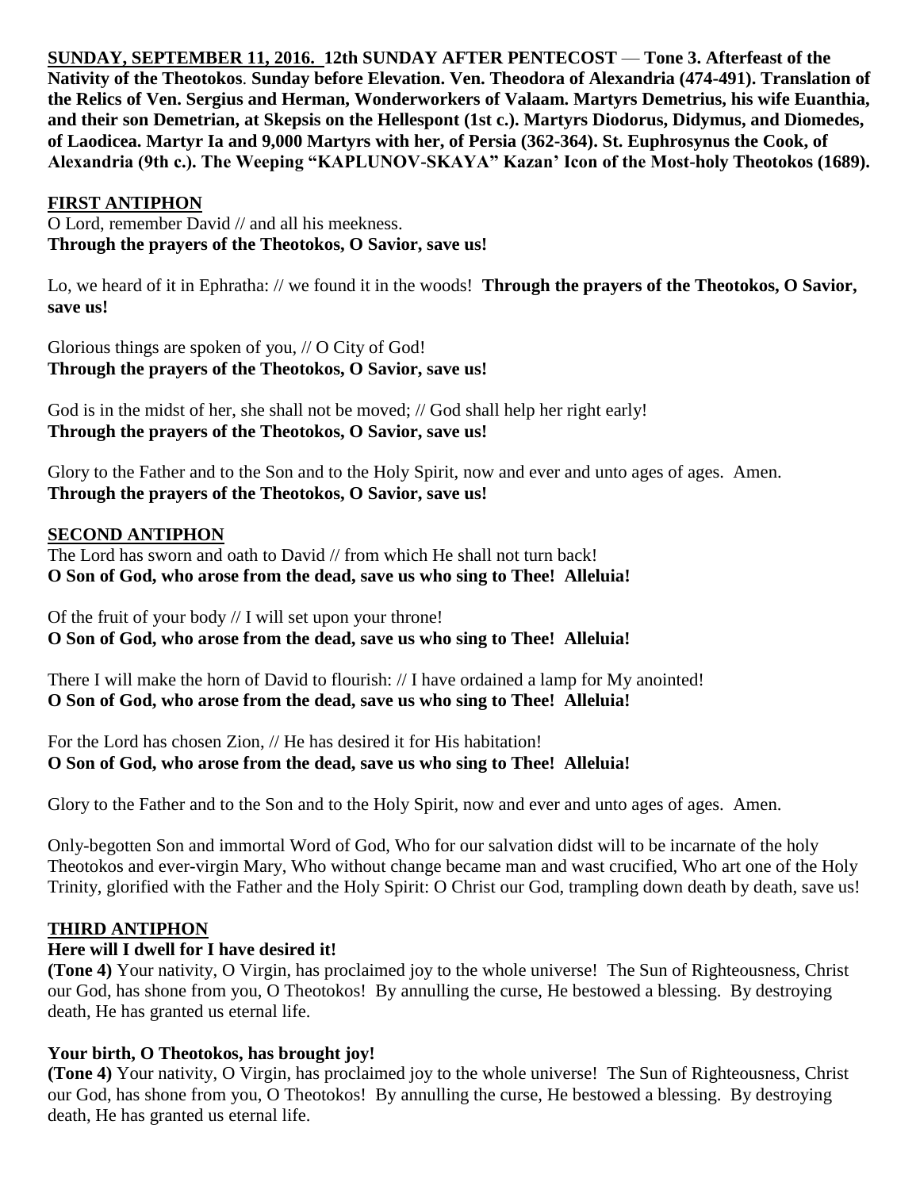**SUNDAY, SEPTEMBER 11, 2016. 12th SUNDAY AFTER PENTECOST — Tone 3. Afterfeast of the Nativity of the Theotokos. Sunday before Elevation. Ven. Theodora of Alexandria (474-491). Translation of the Relics of Ven. Sergius and Herman, Wonderworkers of Valaam. Martyrs Demetrius, his wife Euanthia, and their son Demetrian, at Skepsis on the Hellespont (1st c.). Martyrs Diodorus, Didymus, and Diomedes, of Laodicea. Martyr Ia and 9,000 Martyrs with her, of Persia (362-364). St. Euphrosynus the Cook, of Alexandria (9th c.). The Weeping "KAPLUNOV-SKAYA" Kazan' Icon of the Most-holy Theotokos (1689).**

## FIRST ANTIPHON

O Lord, remember David // and all his meekness.
**Through the prayers of the Theotokos, O Savior, save us!**

Lo, we heard of it in Ephratha: // we found it in the woods! **Through the prayers of the Theotokos, O Savior, save us!**

Glorious things are spoken of you, // O City of God!
**Through the prayers of the Theotokos, O Savior, save us!**

God is in the midst of her, she shall not be moved; // God shall help her right early!
**Through the prayers of the Theotokos, O Savior, save us!**

Glory to the Father and to the Son and to the Holy Spirit, now and ever and unto ages of ages. Amen.
**Through the prayers of the Theotokos, O Savior, save us!**

## SECOND ANTIPHON

The Lord has sworn and oath to David // from which He shall not turn back!
**O Son of God, who arose from the dead, save us who sing to Thee! Alleluia!**

Of the fruit of your body // I will set upon your throne!
**O Son of God, who arose from the dead, save us who sing to Thee! Alleluia!**

There I will make the horn of David to flourish: // I have ordained a lamp for My anointed!
**O Son of God, who arose from the dead, save us who sing to Thee! Alleluia!**

For the Lord has chosen Zion, // He has desired it for His habitation!
**O Son of God, who arose from the dead, save us who sing to Thee! Alleluia!**

Glory to the Father and to the Son and to the Holy Spirit, now and ever and unto ages of ages. Amen.

Only-begotten Son and immortal Word of God, Who for our salvation didst will to be incarnate of the holy Theotokos and ever-virgin Mary, Who without change became man and wast crucified, Who art one of the Holy Trinity, glorified with the Father and the Holy Spirit: O Christ our God, trampling down death by death, save us!

## THIRD ANTIPHON

**Here will I dwell for I have desired it!**
**(Tone 4)** Your nativity, O Virgin, has proclaimed joy to the whole universe! The Sun of Righteousness, Christ our God, has shone from you, O Theotokos! By annulling the curse, He bestowed a blessing. By destroying death, He has granted us eternal life.

**Your birth, O Theotokos, has brought joy!**
**(Tone 4)** Your nativity, O Virgin, has proclaimed joy to the whole universe! The Sun of Righteousness, Christ our God, has shone from you, O Theotokos! By annulling the curse, He bestowed a blessing. By destroying death, He has granted us eternal life.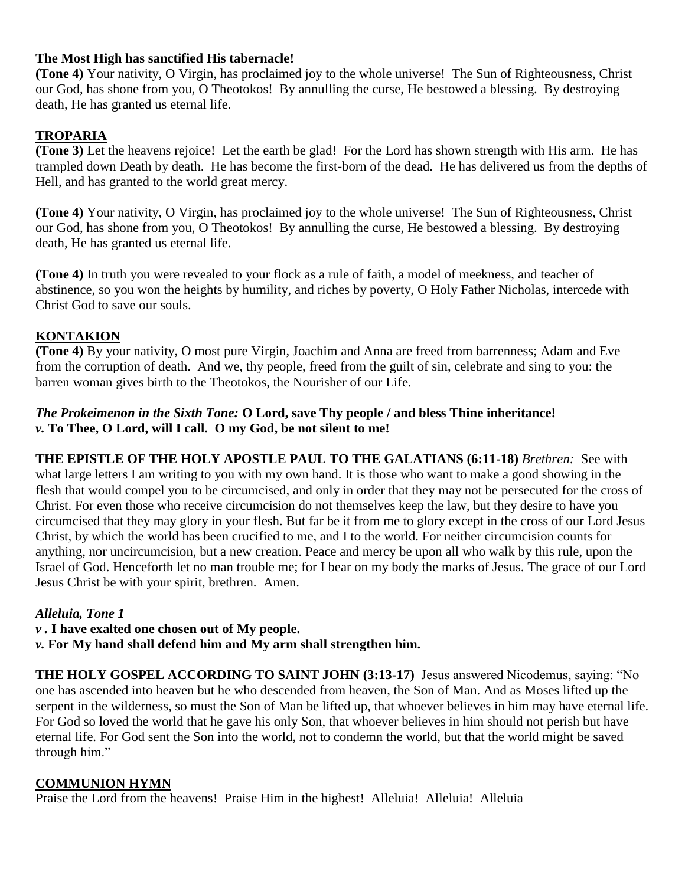**The Most High has sanctified His tabernacle!**
**(Tone 4)** Your nativity, O Virgin, has proclaimed joy to the whole universe! The Sun of Righteousness, Christ our God, has shone from you, O Theotokos! By annulling the curse, He bestowed a blessing. By destroying death, He has granted us eternal life.

## TROPARIA

**(Tone 3)** Let the heavens rejoice! Let the earth be glad! For the Lord has shown strength with His arm. He has trampled down Death by death. He has become the first-born of the dead. He has delivered us from the depths of Hell, and has granted to the world great mercy.

**(Tone 4)** Your nativity, O Virgin, has proclaimed joy to the whole universe! The Sun of Righteousness, Christ our God, has shone from you, O Theotokos! By annulling the curse, He bestowed a blessing. By destroying death, He has granted us eternal life.

**(Tone 4)** In truth you were revealed to your flock as a rule of faith, a model of meekness, and teacher of abstinence, so you won the heights by humility, and riches by poverty, O Holy Father Nicholas, intercede with Christ God to save our souls.

## KONTAKION

**(Tone 4)** By your nativity, O most pure Virgin, Joachim and Anna are freed from barrenness; Adam and Eve from the corruption of death. And we, thy people, freed from the guilt of sin, celebrate and sing to you: the barren woman gives birth to the Theotokos, the Nourisher of our Life.

***The Prokeimenon in the Sixth Tone:*** **O Lord, save Thy people / and bless Thine inheritance!**
***v.*** **To Thee, O Lord, will I call. O my God, be not silent to me!**

**THE EPISTLE OF THE HOLY APOSTLE PAUL TO THE GALATIANS (6:11-18)** *Brethren:* See with what large letters I am writing to you with my own hand. It is those who want to make a good showing in the flesh that would compel you to be circumcised, and only in order that they may not be persecuted for the cross of Christ. For even those who receive circumcision do not themselves keep the law, but they desire to have you circumcised that they may glory in your flesh. But far be it from me to glory except in the cross of our Lord Jesus Christ, by which the world has been crucified to me, and I to the world. For neither circumcision counts for anything, nor uncircumcision, but a new creation. Peace and mercy be upon all who walk by this rule, upon the Israel of God. Henceforth let no man trouble me; for I bear on my body the marks of Jesus. The grace of our Lord Jesus Christ be with your spirit, brethren. Amen.

***Alleluia, Tone 1***
***v*** **. I have exalted one chosen out of My people.**
***v.*** **For My hand shall defend him and My arm shall strengthen him.**

**THE HOLY GOSPEL ACCORDING TO SAINT JOHN (3:13-17)** Jesus answered Nicodemus, saying: "No one has ascended into heaven but he who descended from heaven, the Son of Man. And as Moses lifted up the serpent in the wilderness, so must the Son of Man be lifted up, that whoever believes in him may have eternal life. For God so loved the world that he gave his only Son, that whoever believes in him should not perish but have eternal life. For God sent the Son into the world, not to condemn the world, but that the world might be saved through him."

## COMMUNION HYMN

Praise the Lord from the heavens! Praise Him in the highest! Alleluia! Alleluia! Alleluia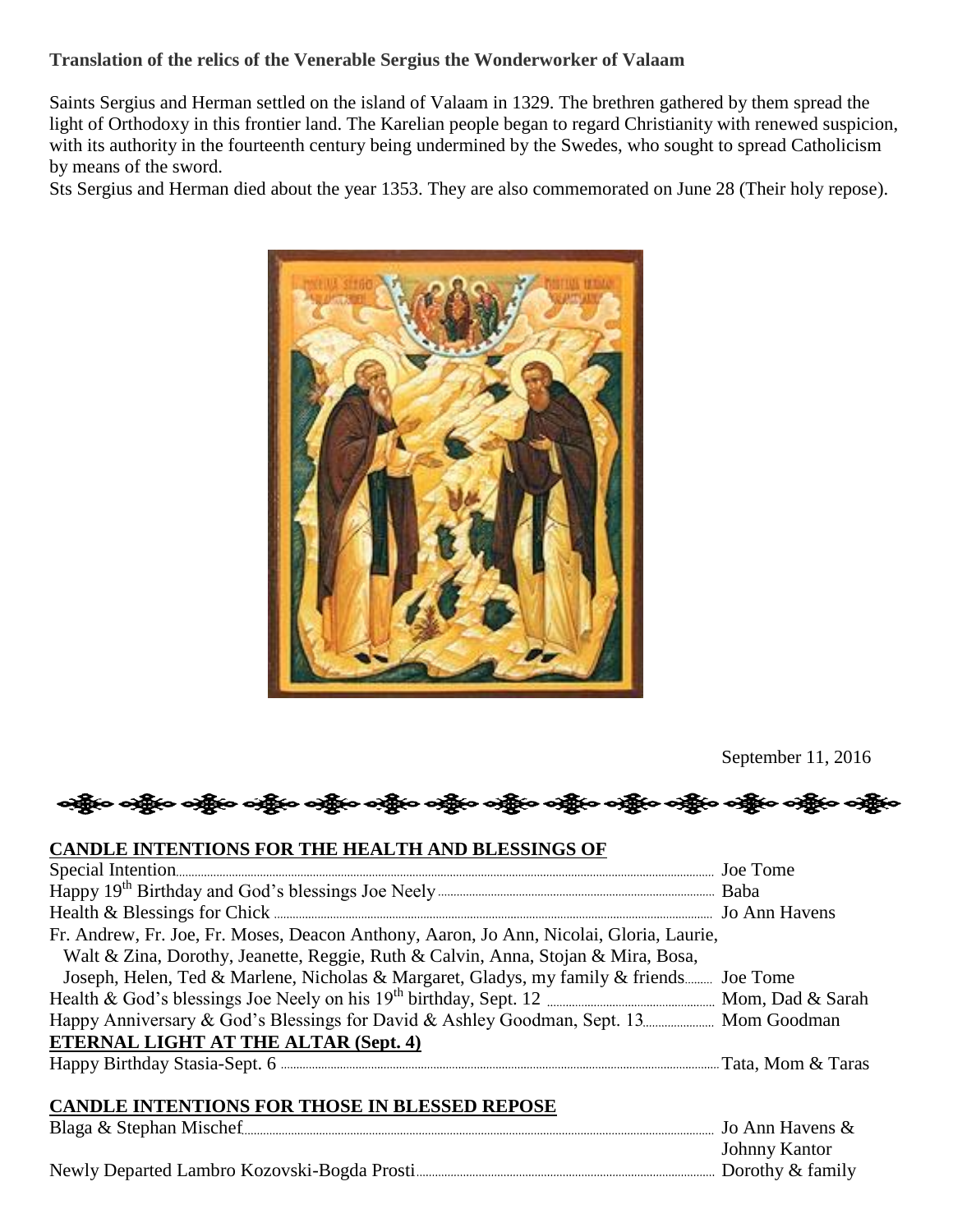**Translation of the relics of the Venerable Sergius the Wonderworker of Valaam**

Saints Sergius and Herman settled on the island of Valaam in 1329. The brethren gathered by them spread the light of Orthodoxy in this frontier land. The Karelian people began to regard Christianity with renewed suspicion, with its authority in the fourteenth century being undermined by the Swedes, who sought to spread Catholicism by means of the sword.

Sts Sergius and Herman died about the year 1353. They are also commemorated on June 28 (Their holy repose).

September 11, 2016

## CANDLE INTENTIONS FOR THE HEALTH AND BLESSINGS OF

Special Intention.......... Joe Tome

Happy 19th Birthday and God's blessings Joe Neely.......... Baba

Health & Blessings for Chick.......... Jo Ann Havens

Fr. Andrew, Fr. Joe, Fr. Moses, Deacon Anthony, Aaron, Jo Ann, Nicolai, Gloria, Laurie, Walt & Zina, Dorothy, Jeanette, Reggie, Ruth & Calvin, Anna, Stojan & Mira, Bosa, Joseph, Helen, Ted & Marlene, Nicholas & Margaret, Gladys, my family & friends.......... Joe Tome

Health & God's blessings Joe Neely on his 19th birthday, Sept. 12.......... Mom, Dad & Sarah

Happy Anniversary & God's Blessings for David & Ashley Goodman, Sept. 13.......... Mom Goodman

## ETERNAL LIGHT AT THE ALTAR (Sept. 4)

Happy Birthday Stasia-Sept. 6.......... Tata, Mom & Taras

## CANDLE INTENTIONS FOR THOSE IN BLESSED REPOSE

Blaga & Stephan Mischef.......... Jo Ann Havens & Johnny Kantor

Newly Departed Lambro Kozovski-Bogda Prosti.......... Dorothy & family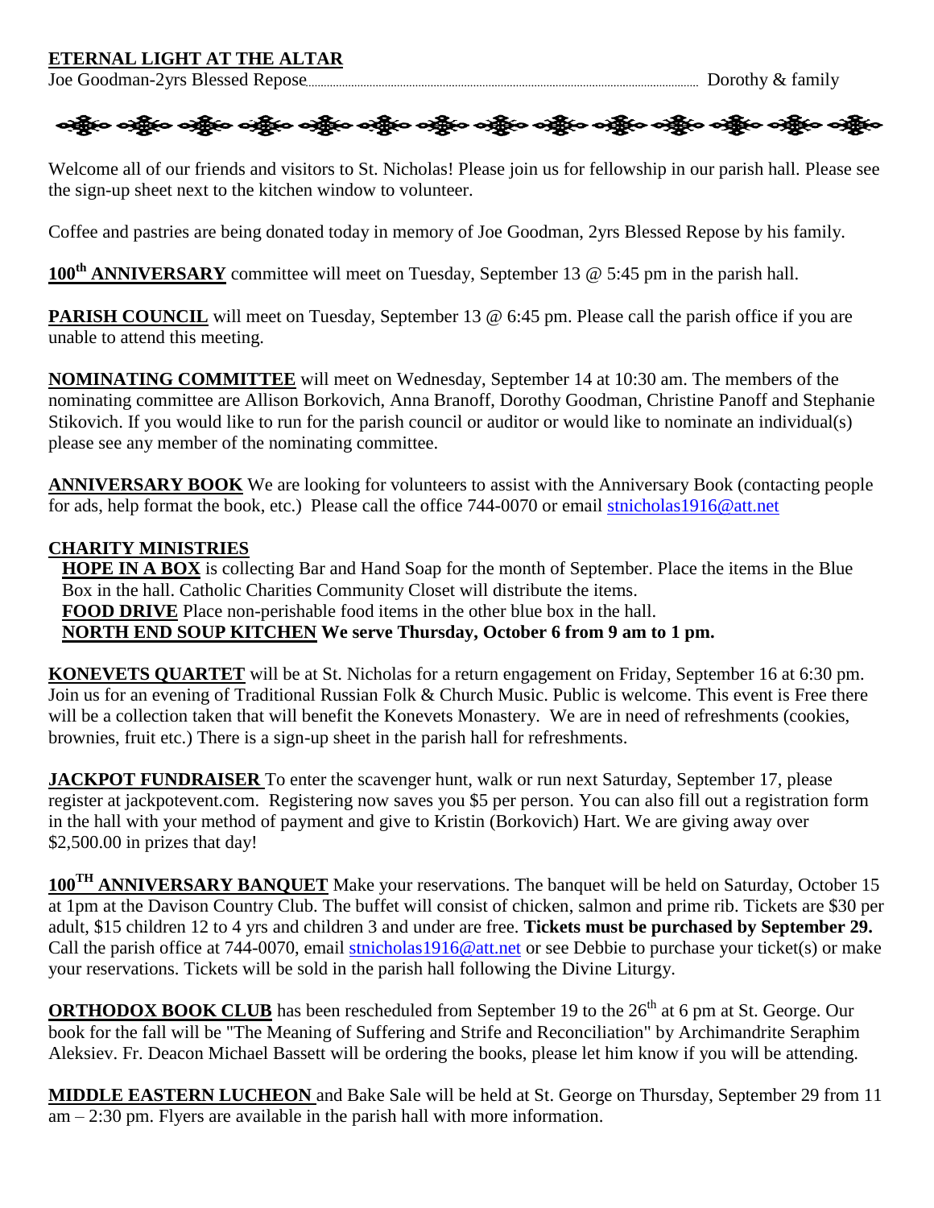**ETERNAL LIGHT AT THE ALTAR**

Joe Goodman-2yrs Blessed Repose............ Dorothy & family

Welcome all of our friends and visitors to St. Nicholas! Please join us for fellowship in our parish hall. Please see the sign-up sheet next to the kitchen window to volunteer.

Coffee and pastries are being donated today in memory of Joe Goodman, 2yrs Blessed Repose by his family.

**100th ANNIVERSARY** committee will meet on Tuesday, September 13 @ 5:45 pm in the parish hall.

**PARISH COUNCIL** will meet on Tuesday, September 13 @ 6:45 pm. Please call the parish office if you are unable to attend this meeting.

**NOMINATING COMMITTEE** will meet on Wednesday, September 14 at 10:30 am. The members of the nominating committee are Allison Borkovich, Anna Branoff, Dorothy Goodman, Christine Panoff and Stephanie Stikovich. If you would like to run for the parish council or auditor or would like to nominate an individual(s) please see any member of the nominating committee.

**ANNIVERSARY BOOK** We are looking for volunteers to assist with the Anniversary Book (contacting people for ads, help format the book, etc.) Please call the office 744-0070 or email stnicholas1916@att.net

**CHARITY MINISTRIES**

**HOPE IN A BOX** is collecting Bar and Hand Soap for the month of September. Place the items in the Blue Box in the hall. Catholic Charities Community Closet will distribute the items.

**FOOD DRIVE** Place non-perishable food items in the other blue box in the hall.

**NORTH END SOUP KITCHEN We serve Thursday, October 6 from 9 am to 1 pm.**

**KONEVETS QUARTET** will be at St. Nicholas for a return engagement on Friday, September 16 at 6:30 pm. Join us for an evening of Traditional Russian Folk & Church Music. Public is welcome. This event is Free there will be a collection taken that will benefit the Konevets Monastery. We are in need of refreshments (cookies, brownies, fruit etc.) There is a sign-up sheet in the parish hall for refreshments.

**JACKPOT FUNDRAISER** To enter the scavenger hunt, walk or run next Saturday, September 17, please register at jackpotevent.com. Registering now saves you $5 per person. You can also fill out a registration form in the hall with your method of payment and give to Kristin (Borkovich) Hart. We are giving away over $2,500.00 in prizes that day!

**100TH ANNIVERSARY BANQUET** Make your reservations. The banquet will be held on Saturday, October 15 at 1pm at the Davison Country Club. The buffet will consist of chicken, salmon and prime rib. Tickets are $30 per adult, $15 children 12 to 4 yrs and children 3 and under are free. **Tickets must be purchased by September 29.** Call the parish office at 744-0070, email stnicholas1916@att.net or see Debbie to purchase your ticket(s) or make your reservations. Tickets will be sold in the parish hall following the Divine Liturgy.

**ORTHODOX BOOK CLUB** has been rescheduled from September 19 to the 26th at 6 pm at St. George. Our book for the fall will be "The Meaning of Suffering and Strife and Reconciliation" by Archimandrite Seraphim Aleksiev. Fr. Deacon Michael Bassett will be ordering the books, please let him know if you will be attending.

**MIDDLE EASTERN LUCHEON** and Bake Sale will be held at St. George on Thursday, September 29 from 11 am – 2:30 pm. Flyers are available in the parish hall with more information.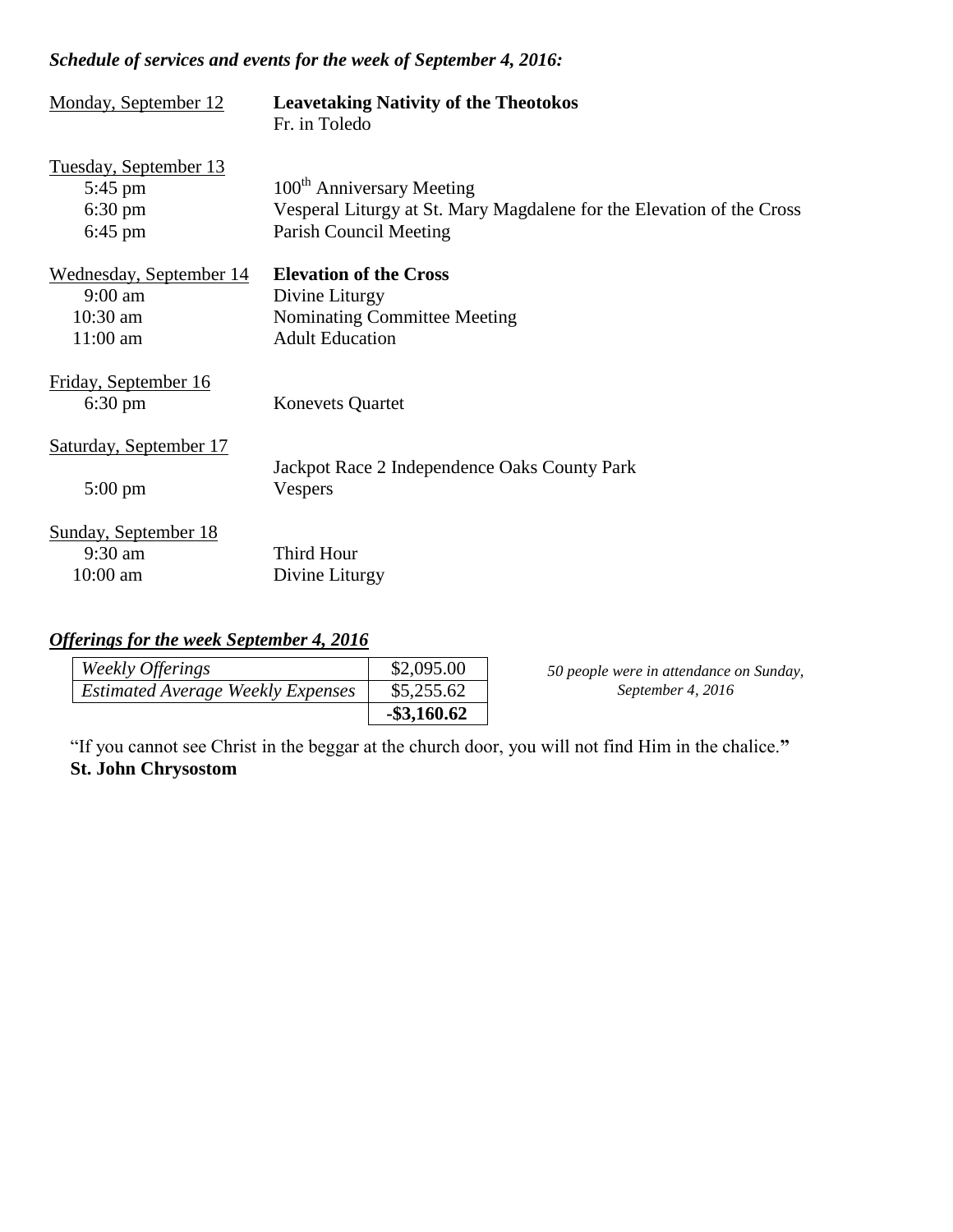***Schedule of services and events for the week of September 4, 2016:***

| | | |
|---|---|---|
| Monday, September 12 | | **Leavetaking Nativity of the Theotokos** |
| | | Fr. in Toledo |
| Tuesday, September 13 | | |
| | 5:45 pm | 100th Anniversary Meeting |
| | 6:30 pm | Vesperal Liturgy at St. Mary Magdalene for the Elevation of the Cross |
| | 6:45 pm | Parish Council Meeting |
| Wednesday, September 14 | | **Elevation of the Cross** |
| | 9:00 am | Divine Liturgy |
| | 10:30 am | Nominating Committee Meeting |
| | 11:00 am | Adult Education |
| Friday, September 16 | | |
| | 6:30 pm | Konevets Quartet |
| Saturday, September 17 | | |
| | | Jackpot Race 2 Independence Oaks County Park |
| | 5:00 pm | Vespers |
| Sunday, September 18 | | |
| | 9:30 am | Third Hour |
| | 10:00 am | Divine Liturgy |

***Offerings for the week September 4, 2016***

| | |
|---|---|
| *Weekly Offerings* | $2,095.00 |
| *Estimated Average Weekly Expenses* | $5,255.62 |
| | **-$3,160.62** |

*50 people were in attendance on Sunday, September 4, 2016*

"If you cannot see Christ in the beggar at the church door, you will not find Him in the chalice."
**St. John Chrysostom**